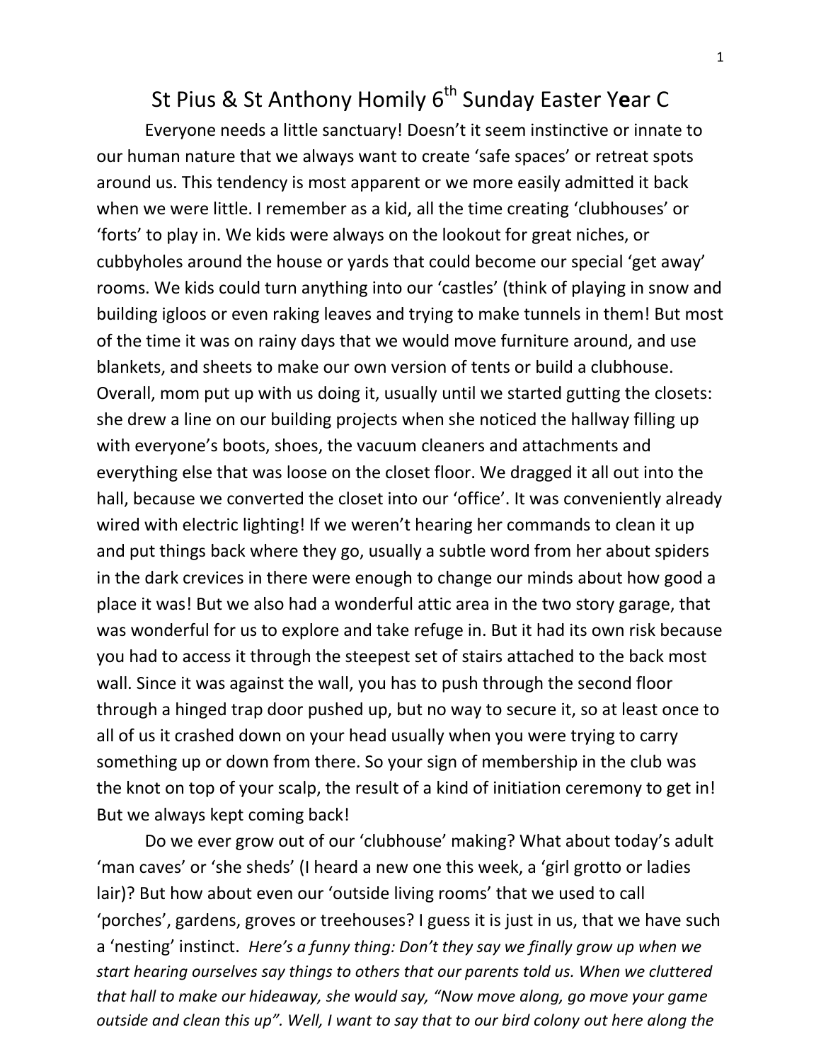# St Pius & St Anthony Homily 6th Sunday Easter Y**e**ar C

Everyone needs a little sanctuary! Doesn't it seem instinctive or innate to our human nature that we always want to create 'safe spaces' or retreat spots around us. This tendency is most apparent or we more easily admitted it back when we were little. I remember as a kid, all the time creating 'clubhouses' or 'forts' to play in. We kids were always on the lookout for great niches, or cubbyholes around the house or yards that could become our special 'get away' rooms. We kids could turn anything into our 'castles' (think of playing in snow and building igloos or even raking leaves and trying to make tunnels in them! But most of the time it was on rainy days that we would move furniture around, and use blankets, and sheets to make our own version of tents or build a clubhouse. Overall, mom put up with us doing it, usually until we started gutting the closets: she drew a line on our building projects when she noticed the hallway filling up with everyone's boots, shoes, the vacuum cleaners and attachments and everything else that was loose on the closet floor. We dragged it all out into the hall, because we converted the closet into our 'office'. It was conveniently already wired with electric lighting! If we weren't hearing her commands to clean it up and put things back where they go, usually a subtle word from her about spiders in the dark crevices in there were enough to change our minds about how good a place it was! But we also had a wonderful attic area in the two story garage, that was wonderful for us to explore and take refuge in. But it had its own risk because you had to access it through the steepest set of stairs attached to the back most wall. Since it was against the wall, you has to push through the second floor through a hinged trap door pushed up, but no way to secure it, so at least once to all of us it crashed down on your head usually when you were trying to carry something up or down from there. So your sign of membership in the club was the knot on top of your scalp, the result of a kind of initiation ceremony to get in! But we always kept coming back!

Do we ever grow out of our 'clubhouse' making? What about today's adult 'man caves' or 'she sheds' (I heard a new one this week, a 'girl grotto or ladies lair)? But how about even our 'outside living rooms' that we used to call 'porches', gardens, groves or treehouses? I guess it is just in us, that we have such a 'nesting' instinct. *Here's a funny thing: Don't they say we finally grow up when we start hearing ourselves say things to others that our parents told us. When we cluttered that hall to make our hideaway, she would say, "Now move along, go move your game outside and clean this up". Well, I want to say that to our bird colony out here along the*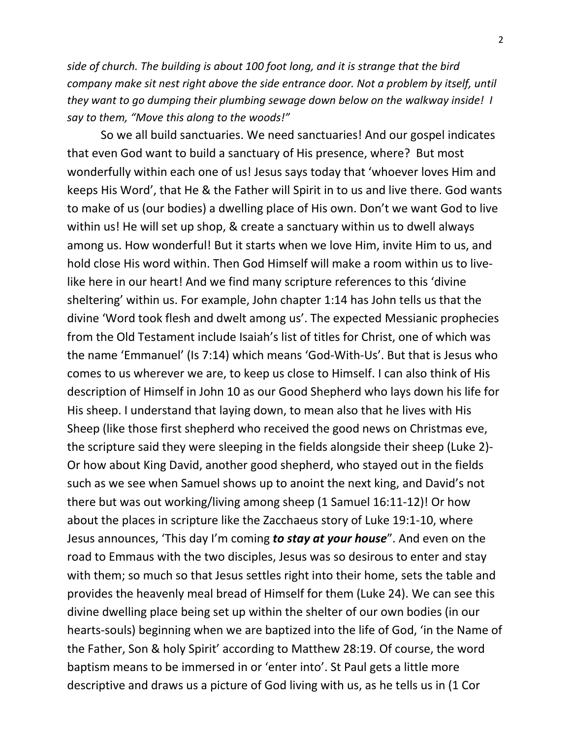*side of church. The building is about 100 foot long, and it is strange that the bird company make sit nest right above the side entrance door. Not a problem by itself, until they want to go dumping their plumbing sewage down below on the walkway inside! I say to them, "Move this along to the woods!"*

So we all build sanctuaries. We need sanctuaries! And our gospel indicates that even God want to build a sanctuary of His presence, where? But most wonderfully within each one of us! Jesus says today that 'whoever loves Him and keeps His Word', that He & the Father will Spirit in to us and live there. God wants to make of us (our bodies) a dwelling place of His own. Don't we want God to live within us! He will set up shop, & create a sanctuary within us to dwell always among us. How wonderful! But it starts when we love Him, invite Him to us, and hold close His word within. Then God Himself will make a room within us to live-like here in our heart! And we find many scripture references to this 'divine sheltering' within us. For example, John chapter 1:14 has John tells us that the divine 'Word took flesh and dwelt among us'. The expected Messianic prophecies from the Old Testament include Isaiah's list of titles for Christ, one of which was the name 'Emmanuel' (Is 7:14) which means 'God-With-Us'. But that is Jesus who comes to us wherever we are, to keep us close to Himself. I can also think of His description of Himself in John 10 as our Good Shepherd who lays down his life for His sheep. I understand that laying down, to mean also that he lives with His Sheep (like those first shepherd who received the good news on Christmas eve, the scripture said they were sleeping in the fields alongside their sheep (Luke 2)- Or how about King David, another good shepherd, who stayed out in the fields such as we see when Samuel shows up to anoint the next king, and David's not there but was out working/living among sheep (1 Samuel 16:11-12)! Or how about the places in scripture like the Zacchaeus story of Luke 19:1-10, where Jesus announces, 'This day I'm coming ***to stay at your house***". And even on the road to Emmaus with the two disciples, Jesus was so desirous to enter and stay with them; so much so that Jesus settles right into their home, sets the table and provides the heavenly meal bread of Himself for them (Luke 24). We can see this divine dwelling place being set up within the shelter of our own bodies (in our hearts-souls) beginning when we are baptized into the life of God, 'in the Name of the Father, Son & holy Spirit' according to Matthew 28:19. Of course, the word baptism means to be immersed in or 'enter into'. St Paul gets a little more descriptive and draws us a picture of God living with us, as he tells us in (1 Cor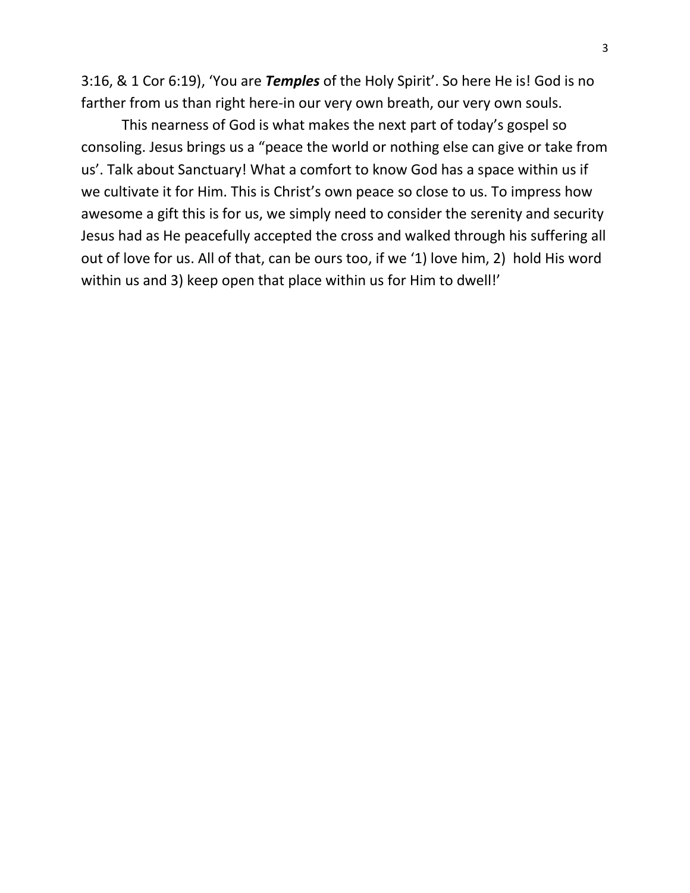3:16, & 1 Cor 6:19), 'You are ***Temples*** of the Holy Spirit'. So here He is! God is no farther from us than right here-in our very own breath, our very own souls.

This nearness of God is what makes the next part of today's gospel so consoling. Jesus brings us a "peace the world or nothing else can give or take from us'. Talk about Sanctuary! What a comfort to know God has a space within us if we cultivate it for Him. This is Christ's own peace so close to us. To impress how awesome a gift this is for us, we simply need to consider the serenity and security Jesus had as He peacefully accepted the cross and walked through his suffering all out of love for us. All of that, can be ours too, if we '1) love him, 2) hold His word within us and 3) keep open that place within us for Him to dwell!'